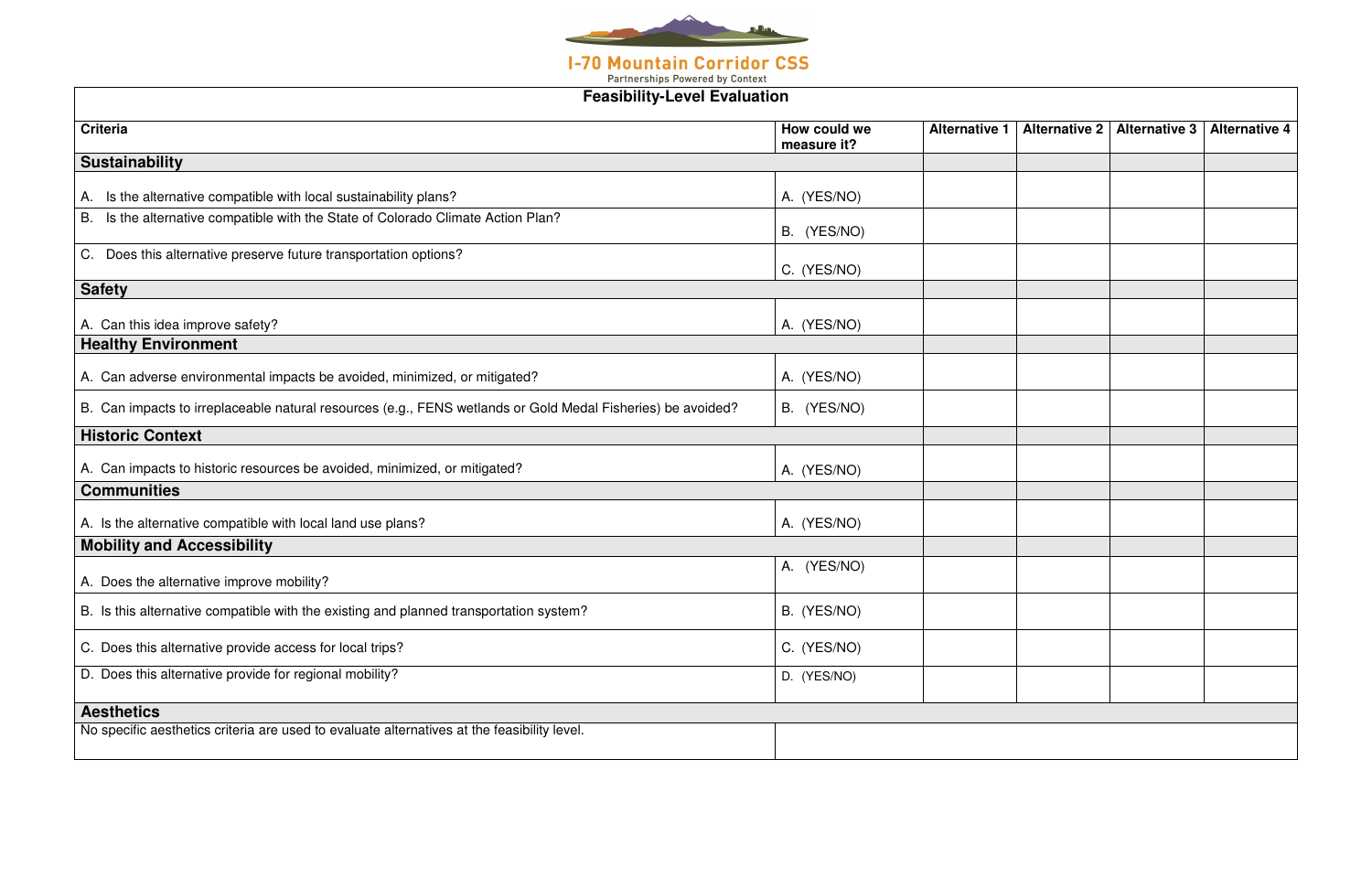I-70 Mountain Corridor CSS

Partnerships Powered by Context

## Feasibility-Level Evaluation

| Criteria | How could we measure it? | Alternative 1 | Alternative 2 | Alternative 3 | Alternative 4 |
|---|---|---|---|---|---|
| **Sustainability** | | | | | |
| A. Is the alternative compatible with local sustainability plans? | A. (YES/NO) | | | | |
| B. Is the alternative compatible with the State of Colorado Climate Action Plan? | B. (YES/NO) | | | | |
| C. Does this alternative preserve future transportation options? | C. (YES/NO) | | | | |
| **Safety** | | | | | |
| A. Can this idea improve safety? | A. (YES/NO) | | | | |
| **Healthy Environment** | | | | | |
| A. Can adverse environmental impacts be avoided, minimized, or mitigated? | A. (YES/NO) | | | | |
| B. Can impacts to irreplaceable natural resources (e.g., FENS wetlands or Gold Medal Fisheries) be avoided? | B. (YES/NO) | | | | |
| **Historic Context** | | | | | |
| A. Can impacts to historic resources be avoided, minimized, or mitigated? | A. (YES/NO) | | | | |
| **Communities** | | | | | |
| A. Is the alternative compatible with local land use plans? | A. (YES/NO) | | | | |
| **Mobility and Accessibility** | | | | | |
| A. Does the alternative improve mobility? | A. (YES/NO) | | | | |
| B. Is this alternative compatible with the existing and planned transportation system? | B. (YES/NO) | | | | |
| C. Does this alternative provide access for local trips? | C. (YES/NO) | | | | |
| D. Does this alternative provide for regional mobility? | D. (YES/NO) | | | | |
| **Aesthetics** | | | | | |
| No specific aesthetics criteria are used to evaluate alternatives at the feasibility level. | | | | | |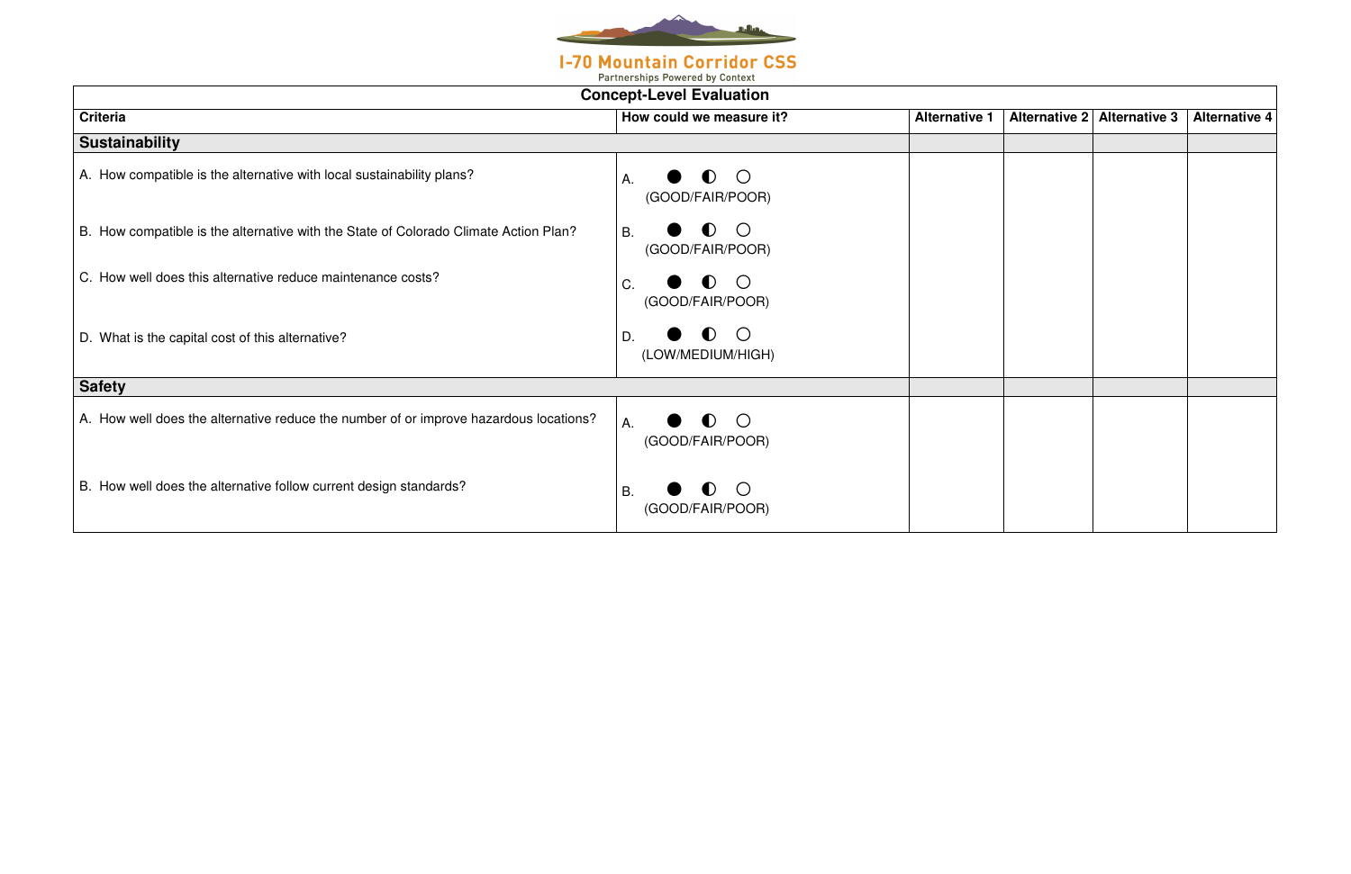# I-70 Mountain Corridor CSS

Partnerships Powered by Context

| Concept-Level Evaluation | | | | | |
|---|---|---|---|---|---|
| **Criteria** | **How could we measure it?** | **Alternative 1** | **Alternative 2** | **Alternative 3** | **Alternative 4** |
| **Sustainability** | | | | | |
| A. How compatible is the alternative with local sustainability plans? | A. ● ◐ ○ (GOOD/FAIR/POOR) | | | | |
| B. How compatible is the alternative with the State of Colorado Climate Action Plan? | B. ● ◐ ○ (GOOD/FAIR/POOR) | | | | |
| C. How well does this alternative reduce maintenance costs? | C. ● ◐ ○ (GOOD/FAIR/POOR) | | | | |
| D. What is the capital cost of this alternative? | D. ● ◐ ○ (LOW/MEDIUM/HIGH) | | | | |
| **Safety** | | | | | |
| A. How well does the alternative reduce the number of or improve hazardous locations? | A. ● ◐ ○ (GOOD/FAIR/POOR) | | | | |
| B. How well does the alternative follow current design standards? | B. ● ◐ ○ (GOOD/FAIR/POOR) | | | | |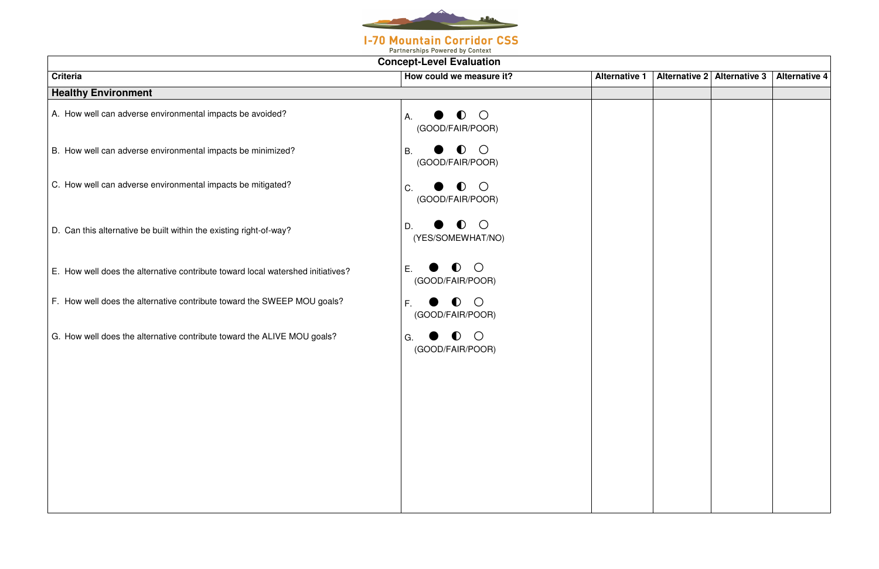I-70 Mountain Corridor CSS

Partnerships Powered by Context

## Concept-Level Evaluation

| Criteria | How could we measure it? | Alternative 1 | Alternative 2 | Alternative 3 | Alternative 4 |
|---|---|---|---|---|---|
| **Healthy Environment** | | | | | |
| A. How well can adverse environmental impacts be avoided? | A. ● ◐ ○ (GOOD/FAIR/POOR) | | | | |
| B. How well can adverse environmental impacts be minimized? | B. ● ◐ ○ (GOOD/FAIR/POOR) | | | | |
| C. How well can adverse environmental impacts be mitigated? | C. ● ◐ ○ (GOOD/FAIR/POOR) | | | | |
| D. Can this alternative be built within the existing right-of-way? | D. ● ◐ ○ (YES/SOMEWHAT/NO) | | | | |
| E. How well does the alternative contribute toward local watershed initiatives? | E. ● ◐ ○ (GOOD/FAIR/POOR) | | | | |
| F. How well does the alternative contribute toward the SWEEP MOU goals? | F. ● ◐ ○ (GOOD/FAIR/POOR) | | | | |
| G. How well does the alternative contribute toward the ALIVE MOU goals? | G. ● ◐ ○ (GOOD/FAIR/POOR) | | | | |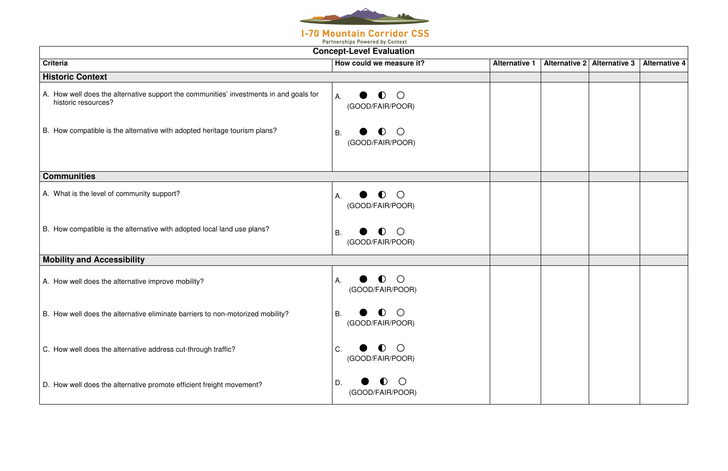**I-70 Mountain Corridor CSS**
Partnerships Powered by Context

| Concept-Level Evaluation | | | | | |
|---|---|---|---|---|---|
| **Criteria** | **How could we measure it?** | **Alternative 1** | **Alternative 2** | **Alternative 3** | **Alternative 4** |
| **Historic Context** | | | | | |
| A. How well does the alternative support the communities' investments in and goals for historic resources? | A. ● ◐ ○ (GOOD/FAIR/POOR) | | | | |
| B. How compatible is the alternative with adopted heritage tourism plans? | B. ● ◐ ○ (GOOD/FAIR/POOR) | | | | |
| **Communities** | | | | | |
| A. What is the level of community support? | A. ● ◐ ○ (GOOD/FAIR/POOR) | | | | |
| B. How compatible is the alternative with adopted local land use plans? | B. ● ◐ ○ (GOOD/FAIR/POOR) | | | | |
| **Mobility and Accessibility** | | | | | |
| A. How well does the alternative improve mobility? | A. ● ◐ ○ (GOOD/FAIR/POOR) | | | | |
| B. How well does the alternative eliminate barriers to non-motorized mobility? | B. ● ◐ ○ (GOOD/FAIR/POOR) | | | | |
| C. How well does the alternative address cut-through traffic? | C. ● ◐ ○ (GOOD/FAIR/POOR) | | | | |
| D. How well does the alternative promote efficient freight movement? | D. ● ◐ ○ (GOOD/FAIR/POOR) | | | | |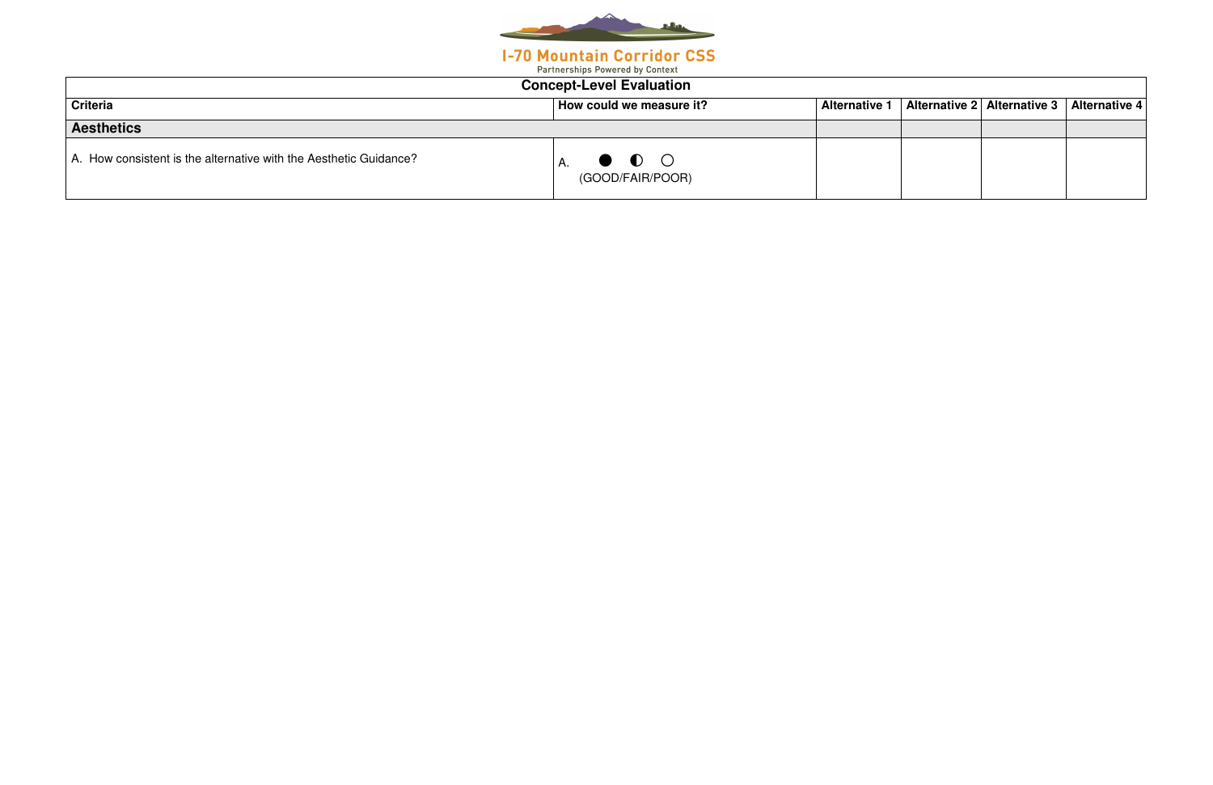| Concept-Level Evaluation | | | | | |
|---|---|---|---|---|---|
| **Criteria** | **How could we measure it?** | **Alternative 1** | **Alternative 2** | **Alternative 3** | **Alternative 4** |
| **Aesthetics** | | | | | |
| A. How consistent is the alternative with the Aesthetic Guidance? | A. ● ◐ ○ (GOOD/FAIR/POOR) | | | | |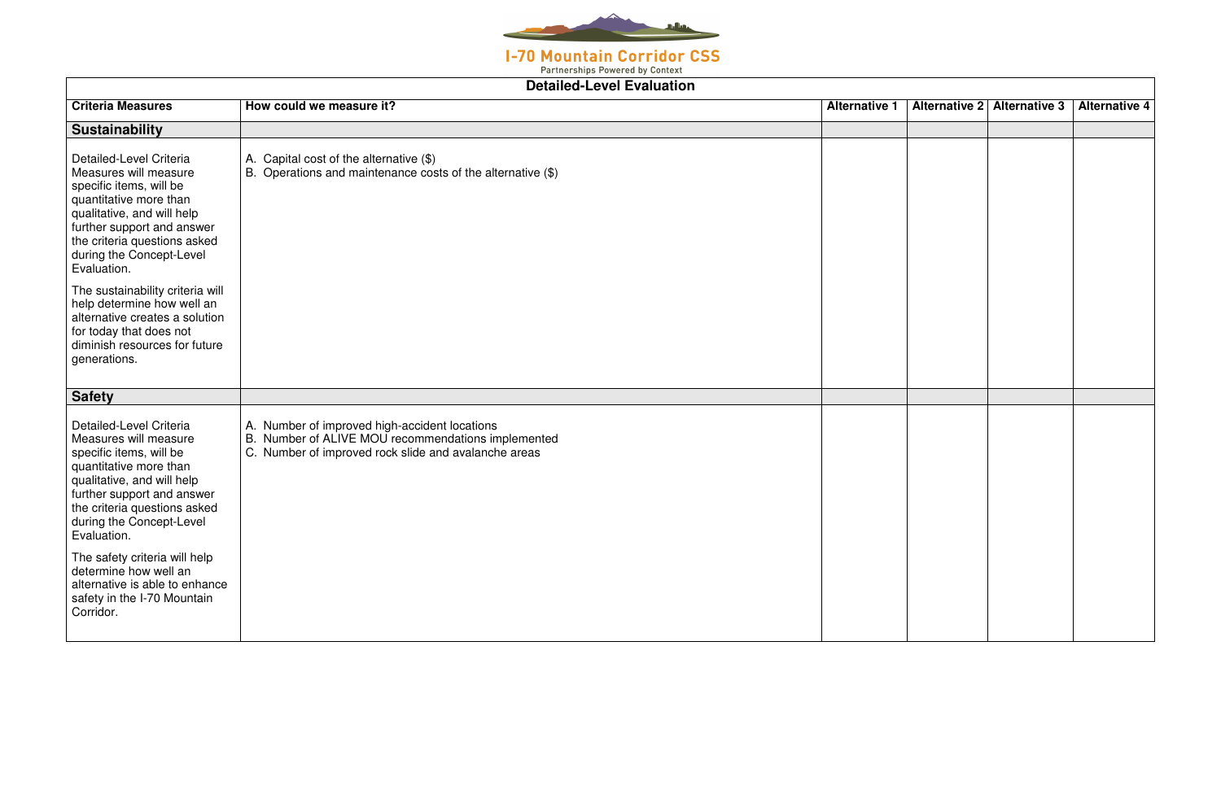## Detailed-Level Evaluation

| Criteria Measures | How could we measure it? | Alternative 1 | Alternative 2 | Alternative 3 | Alternative 4 |
|---|---|---|---|---|---|
| **Sustainability** | | | | | |
| Detailed-Level Criteria Measures will measure specific items, will be quantitative more than qualitative, and will help further support and answer the criteria questions asked during the Concept-Level Evaluation.<br><br>The sustainability criteria will help determine how well an alternative creates a solution for today that does not diminish resources for future generations. | A. Capital cost of the alternative ($)<br>B. Operations and maintenance costs of the alternative ($) | | | | |
| **Safety** | | | | | |
| Detailed-Level Criteria Measures will measure specific items, will be quantitative more than qualitative, and will help further support and answer the criteria questions asked during the Concept-Level Evaluation.<br><br>The safety criteria will help determine how well an alternative is able to enhance safety in the I-70 Mountain Corridor. | A. Number of improved high-accident locations<br>B. Number of ALIVE MOU recommendations implemented<br>C. Number of improved rock slide and avalanche areas | | | | |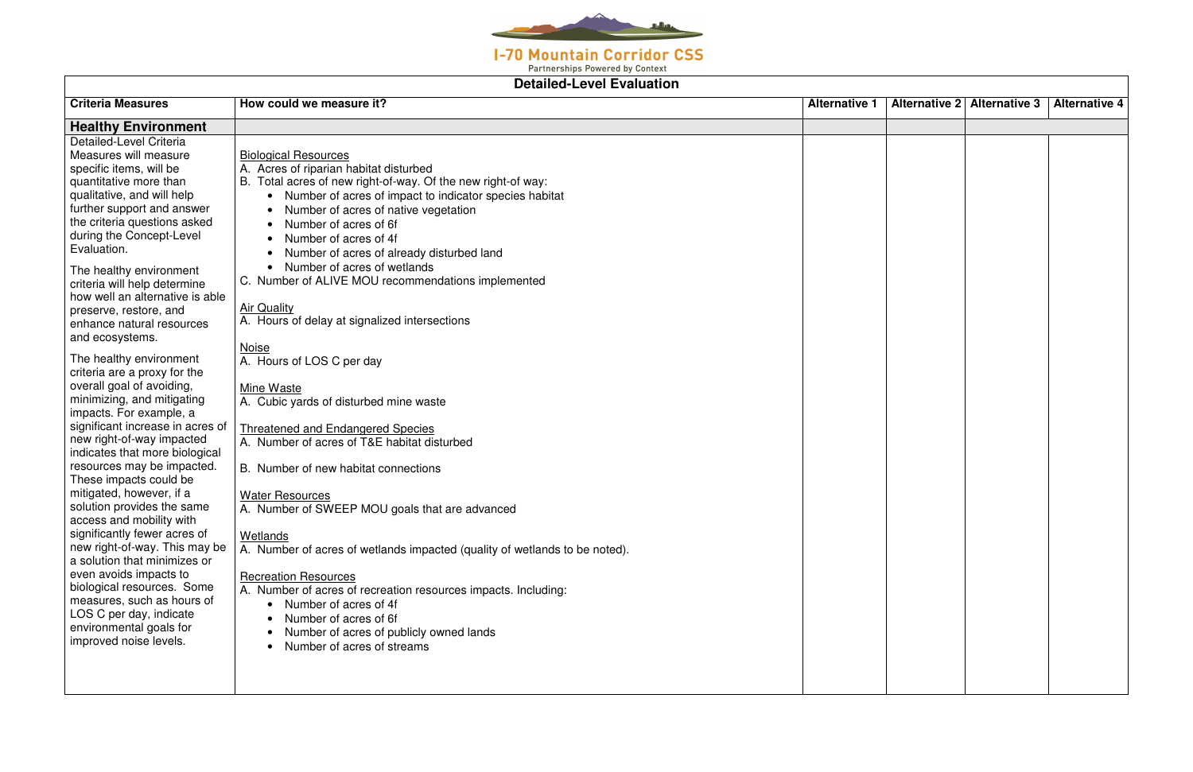## Detailed-Level Evaluation

| Criteria Measures | How could we measure it? | Alternative 1 | Alternative 2 | Alternative 3 | Alternative 4 |
|---|---|---|---|---|---|
| **Healthy Environment** | | | | | |
| Detailed-Level Criteria Measures will measure specific items, will be quantitative more than qualitative, and will help further support and answer the criteria questions asked during the Concept-Level Evaluation.<br><br>The healthy environment criteria will help determine how well an alternative is able preserve, restore, and enhance natural resources and ecosystems.<br><br>The healthy environment criteria are a proxy for the overall goal of avoiding, minimizing, and mitigating impacts. For example, a significant increase in acres of new right-of-way impacted indicates that more biological resources may be impacted. These impacts could be mitigated, however, if a solution provides the same access and mobility with significantly fewer acres of new right-of-way. This may be a solution that minimizes or even avoids impacts to biological resources. Some measures, such as hours of LOS C per day, indicate environmental goals for improved noise levels. | Biological Resources<br>A. Acres of riparian habitat disturbed<br>B. Total acres of new right-of-way. Of the new right-of way:<br>• Number of acres of impact to indicator species habitat<br>• Number of acres of native vegetation<br>• Number of acres of 6f<br>• Number of acres of 4f<br>• Number of acres of already disturbed land<br>• Number of acres of wetlands<br>C. Number of ALIVE MOU recommendations implemented<br><br>Air Quality<br>A. Hours of delay at signalized intersections<br><br>Noise<br>A. Hours of LOS C per day<br><br>Mine Waste<br>A. Cubic yards of disturbed mine waste<br><br>Threatened and Endangered Species<br>A. Number of acres of T&E habitat disturbed<br><br>B. Number of new habitat connections<br><br>Water Resources<br>A. Number of SWEEP MOU goals that are advanced<br><br>Wetlands<br>A. Number of acres of wetlands impacted (quality of wetlands to be noted).<br><br>Recreation Resources<br>A. Number of acres of recreation resources impacts. Including:<br>• Number of acres of 4f<br>• Number of acres of 6f<br>• Number of acres of publicly owned lands<br>• Number of acres of streams | | | | |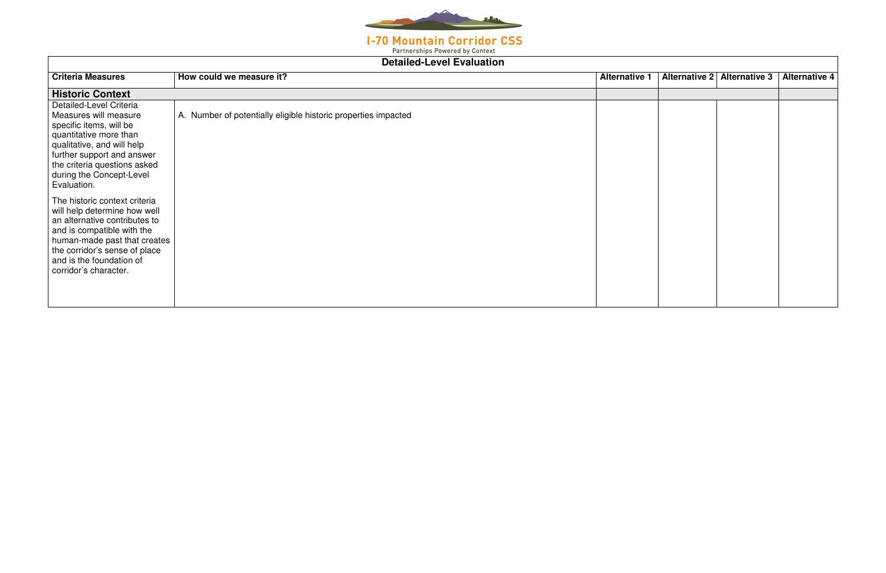# I-70 Mountain Corridor CSS

Partnerships Powered by Context

## Detailed-Level Evaluation

| Criteria Measures | How could we measure it? | Alternative 1 | Alternative 2 | Alternative 3 | Alternative 4 |
|---|---|---|---|---|---|
| **Historic Context** | | | | | |
| Detailed-Level Criteria Measures will measure specific items, will be quantitative more than qualitative, and will help further support and answer the criteria questions asked during the Concept-Level Evaluation.<br><br>The historic context criteria will help determine how well an alternative contributes to and is compatible with the human-made past that creates the corridor's sense of place and is the foundation of corridor's character. | A. Number of potentially eligible historic properties impacted | | | | |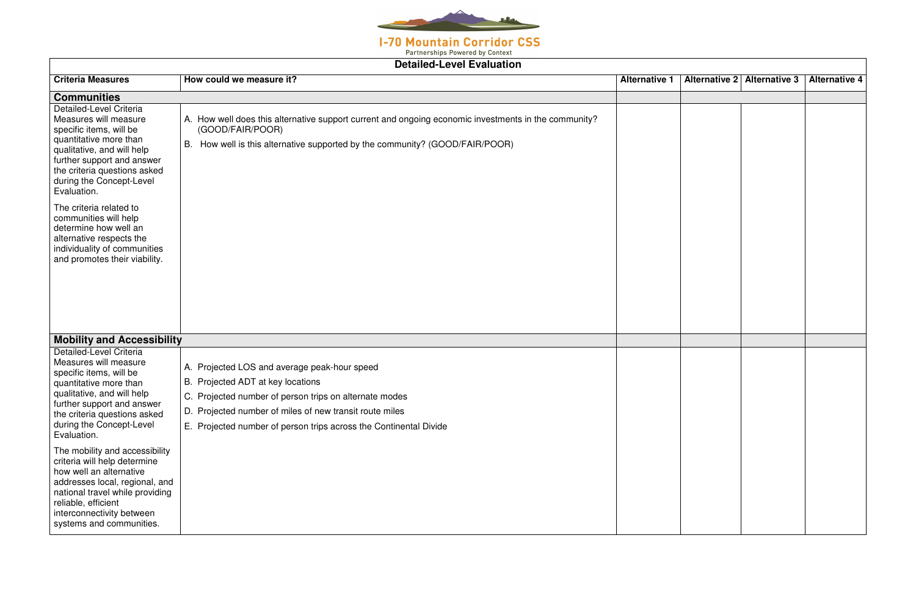I-70 Mountain Corridor CSS

Partnerships Powered by Context

| Detailed-Level Evaluation | | | | | |
|---|---|---|---|---|---|
| **Criteria Measures** | **How could we measure it?** | **Alternative 1** | **Alternative 2** | **Alternative 3** | **Alternative 4** |
| **Communities** | | | | | |
| Detailed-Level Criteria Measures will measure specific items, will be quantitative more than qualitative, and will help further support and answer the criteria questions asked during the Concept-Level Evaluation.<br><br>The criteria related to communities will help determine how well an alternative respects the individuality of communities and promotes their viability. | A. How well does this alternative support current and ongoing economic investments in the community? (GOOD/FAIR/POOR)<br><br>B. How well is this alternative supported by the community? (GOOD/FAIR/POOR) | | | | |
| **Mobility and Accessibility** | | | | | |
| Detailed-Level Criteria Measures will measure specific items, will be quantitative more than qualitative, and will help further support and answer the criteria questions asked during the Concept-Level Evaluation.<br><br>The mobility and accessibility criteria will help determine how well an alternative addresses local, regional, and national travel while providing reliable, efficient interconnectivity between systems and communities. | A. Projected LOS and average peak-hour speed<br><br>B. Projected ADT at key locations<br><br>C. Projected number of person trips on alternate modes<br><br>D. Projected number of miles of new transit route miles<br><br>E. Projected number of person trips across the Continental Divide | | | | |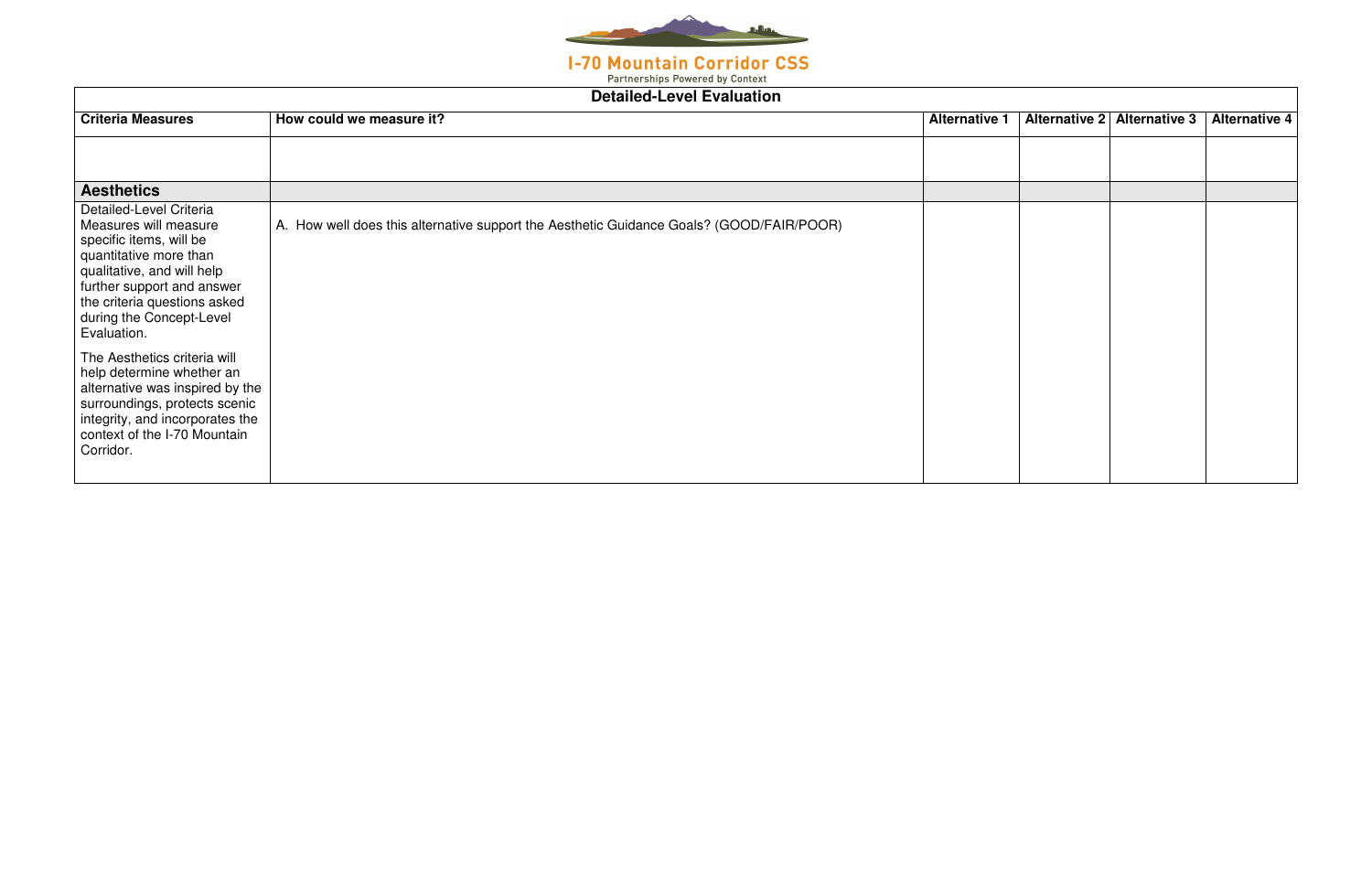**I-70 Mountain Corridor CSS**
Partnerships Powered by Context

## Detailed-Level Evaluation

| Criteria Measures | How could we measure it? | Alternative 1 | Alternative 2 | Alternative 3 | Alternative 4 |
|---|---|---|---|---|---|
| | | | | | |
| **Aesthetics** | | | | | |
| Detailed-Level Criteria Measures will measure specific items, will be quantitative more than qualitative, and will help further support and answer the criteria questions asked during the Concept-Level Evaluation.<br><br>The Aesthetics criteria will help determine whether an alternative was inspired by the surroundings, protects scenic integrity, and incorporates the context of the I-70 Mountain Corridor. | A. How well does this alternative support the Aesthetic Guidance Goals? (GOOD/FAIR/POOR) | | | | |